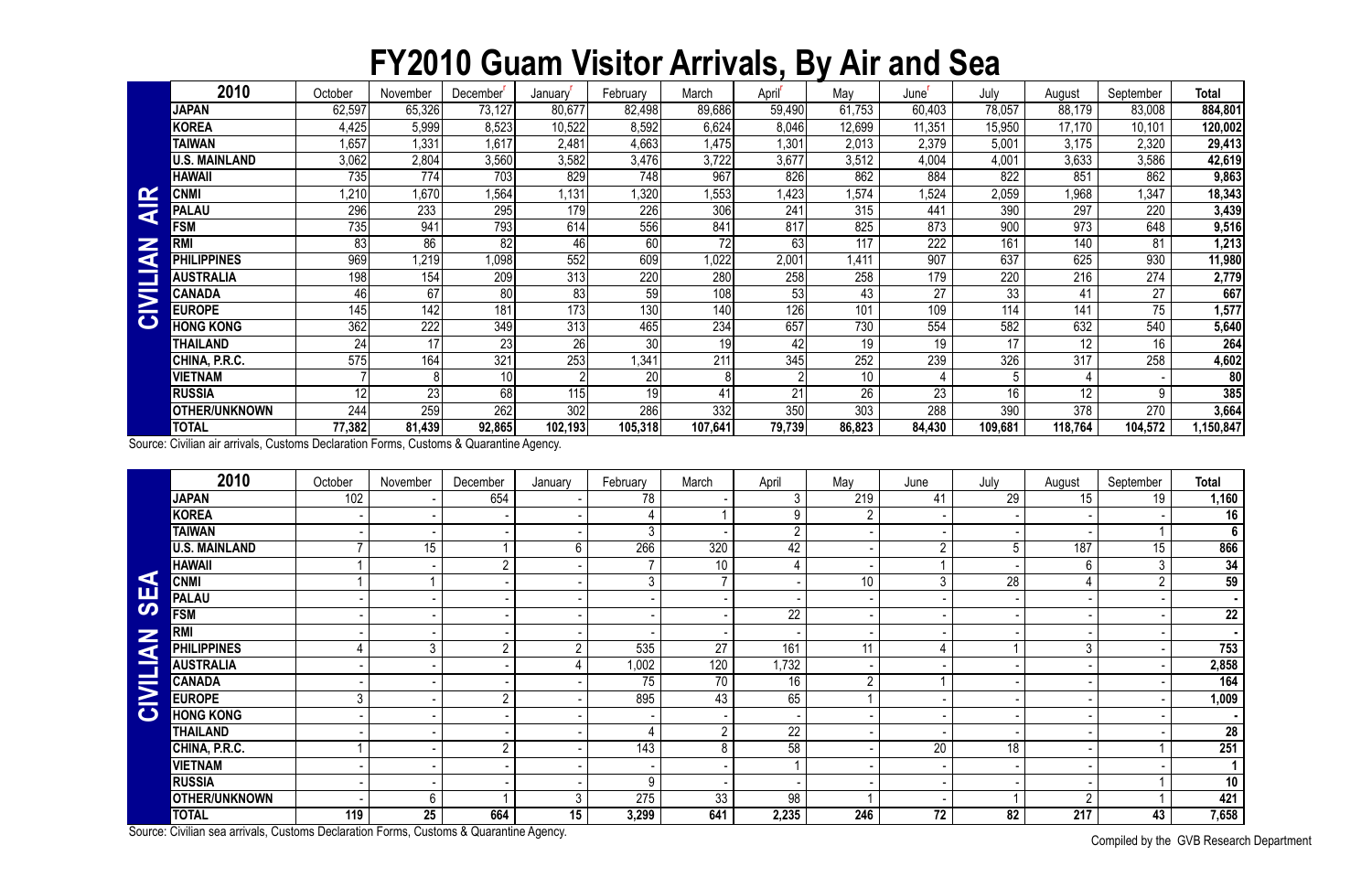# FY2010 Guam Visitor Arrivals, By Air and Sea

**CIVILIAN AIR**

| 2010 | October | November | December[r] | January[r] | February | March | April[r] | May | June[r] | July | August | September | Total |
|---|---|---|---|---|---|---|---|---|---|---|---|---|---|
| **JAPAN** | 62,597 | 65,326 | 73,127 | 80,677 | 82,498 | 89,686 | 59,490 | 61,753 | 60,403 | 78,057 | 88,179 | 83,008 | **884,801** |
| **KOREA** | 4,425 | 5,999 | 8,523 | 10,522 | 8,592 | 6,624 | 8,046 | 12,699 | 11,351 | 15,950 | 17,170 | 10,101 | **120,002** |
| **TAIWAN** | 1,657 | 1,331 | 1,617 | 2,481 | 4,663 | 1,475 | 1,301 | 2,013 | 2,379 | 5,001 | 3,175 | 2,320 | **29,413** |
| **U.S. MAINLAND** | 3,062 | 2,804 | 3,560 | 3,582 | 3,476 | 3,722 | 3,677 | 3,512 | 4,004 | 4,001 | 3,633 | 3,586 | **42,619** |
| **HAWAII** | 735 | 774 | 703 | 829 | 748 | 967 | 826 | 862 | 884 | 822 | 851 | 862 | **9,863** |
| **CNMI** | 1,210 | 1,670 | 1,564 | 1,131 | 1,320 | 1,553 | 1,423 | 1,574 | 1,524 | 2,059 | 1,968 | 1,347 | **18,343** |
| **PALAU** | 296 | 233 | 295 | 179 | 226 | 306 | 241 | 315 | 441 | 390 | 297 | 220 | **3,439** |
| **FSM** | 735 | 941 | 793 | 614 | 556 | 841 | 817 | 825 | 873 | 900 | 973 | 648 | **9,516** |
| **RMI** | 83 | 86 | 82 | 46 | 60 | 72 | 63 | 117 | 222 | 161 | 140 | 81 | **1,213** |
| **PHILIPPINES** | 969 | 1,219 | 1,098 | 552 | 609 | 1,022 | 2,001 | 1,411 | 907 | 637 | 625 | 930 | **11,980** |
| **AUSTRALIA** | 198 | 154 | 209 | 313 | 220 | 280 | 258 | 258 | 179 | 220 | 216 | 274 | **2,779** |
| **CANADA** | 46 | 67 | 80 | 83 | 59 | 108 | 53 | 43 | 27 | 33 | 41 | 27 | **667** |
| **EUROPE** | 145 | 142 | 181 | 173 | 130 | 140 | 126 | 101 | 109 | 114 | 141 | 75 | **1,577** |
| **HONG KONG** | 362 | 222 | 349 | 313 | 465 | 234 | 657 | 730 | 554 | 582 | 632 | 540 | **5,640** |
| **THAILAND** | 24 | 17 | 23 | 26 | 30 | 19 | 42 | 19 | 19 | 17 | 12 | 16 | **264** |
| **CHINA, P.R.C.** | 575 | 164 | 321 | 253 | 1,341 | 211 | 345 | 252 | 239 | 326 | 317 | 258 | **4,602** |
| **VIETNAM** | 7 | 8 | 10 | 2 | 20 | 8 | 2 | 10 | 4 | 5 | 4 | - | **80** |
| **RUSSIA** | 12 | 23 | 68 | 115 | 19 | 41 | 21 | 26 | 23 | 16 | 12 | 9 | **385** |
| **OTHER/UNKNOWN** | 244 | 259 | 262 | 302 | 286 | 332 | 350 | 303 | 288 | 390 | 378 | 270 | **3,664** |
| **TOTAL** | **77,382** | **81,439** | **92,865** | **102,193** | **105,318** | **107,641** | **79,739** | **86,823** | **84,430** | **109,681** | **118,764** | **104,572** | **1,150,847** |

Source: Civilian air arrivals, Customs Declaration Forms, Customs & Quarantine Agency.

**CIVILIAN SEA**

| 2010 | October | November | December | January | February | March | April | May | June | July | August | September | Total |
|---|---|---|---|---|---|---|---|---|---|---|---|---|---|
| **JAPAN** | 102 | - | 654 | - | 78 | - | 3 | 219 | 41 | 29 | 15 | 19 | **1,160** |
| **KOREA** | - | - | - | - | 4 | 1 | 9 | 2 | - | - | - | - | **16** |
| **TAIWAN** | - | - | - | - | 3 | - | 2 | - | - | - | - | 1 | **6** |
| **U.S. MAINLAND** | 7 | 15 | 1 | 6 | 266 | 320 | 42 | - | 2 | 5 | 187 | 15 | **866** |
| **HAWAII** | 1 | - | 2 | - | 7 | 10 | 4 | - | 1 | - | 6 | 3 | **34** |
| **CNMI** | 1 | 1 | - | - | 3 | 7 | - | 10 | 3 | 28 | 4 | 2 | **59** |
| **PALAU** | - | - | - | - | - | - | - | - | - | - | - | - | **-** |
| **FSM** | - | - | - | - | - | - | 22 | - | - | - | - | - | **22** |
| **RMI** | - | - | - | - | - | - | - | - | - | - | - | - | **-** |
| **PHILIPPINES** | 4 | 3 | 2 | 2 | 535 | 27 | 161 | 11 | 4 | 1 | 3 | - | **753** |
| **AUSTRALIA** | - | - | - | 4 | 1,002 | 120 | 1,732 | - | - | - | - | - | **2,858** |
| **CANADA** | - | - | - | - | 75 | 70 | 16 | 2 | 1 | - | - | - | **164** |
| **EUROPE** | 3 | - | 2 | - | 895 | 43 | 65 | 1 | - | - | - | - | **1,009** |
| **HONG KONG** | - | - | - | - | - | - | - | - | - | - | - | - | **-** |
| **THAILAND** | - | - | - | - | 4 | 2 | 22 | - | - | - | - | - | **28** |
| **CHINA, P.R.C.** | 1 | - | 2 | - | 143 | 8 | 58 | - | 20 | 18 | - | 1 | **251** |
| **VIETNAM** | - | - | - | - | - | - | 1 | - | - | - | - | - | **1** |
| **RUSSIA** | - | - | - | - | 9 | - | - | - | - | - | - | 1 | **10** |
| **OTHER/UNKNOWN** | - | 6 | 1 | 3 | 275 | 33 | 98 | 1 | - | 1 | 2 | 1 | **421** |
| **TOTAL** | **119** | **25** | **664** | **15** | **3,299** | **641** | **2,235** | **246** | **72** | **82** | **217** | **43** | **7,658** |

Source: Civilian sea arrivals, Customs Declaration Forms, Customs & Quarantine Agency.

Compiled by the GVB Research Department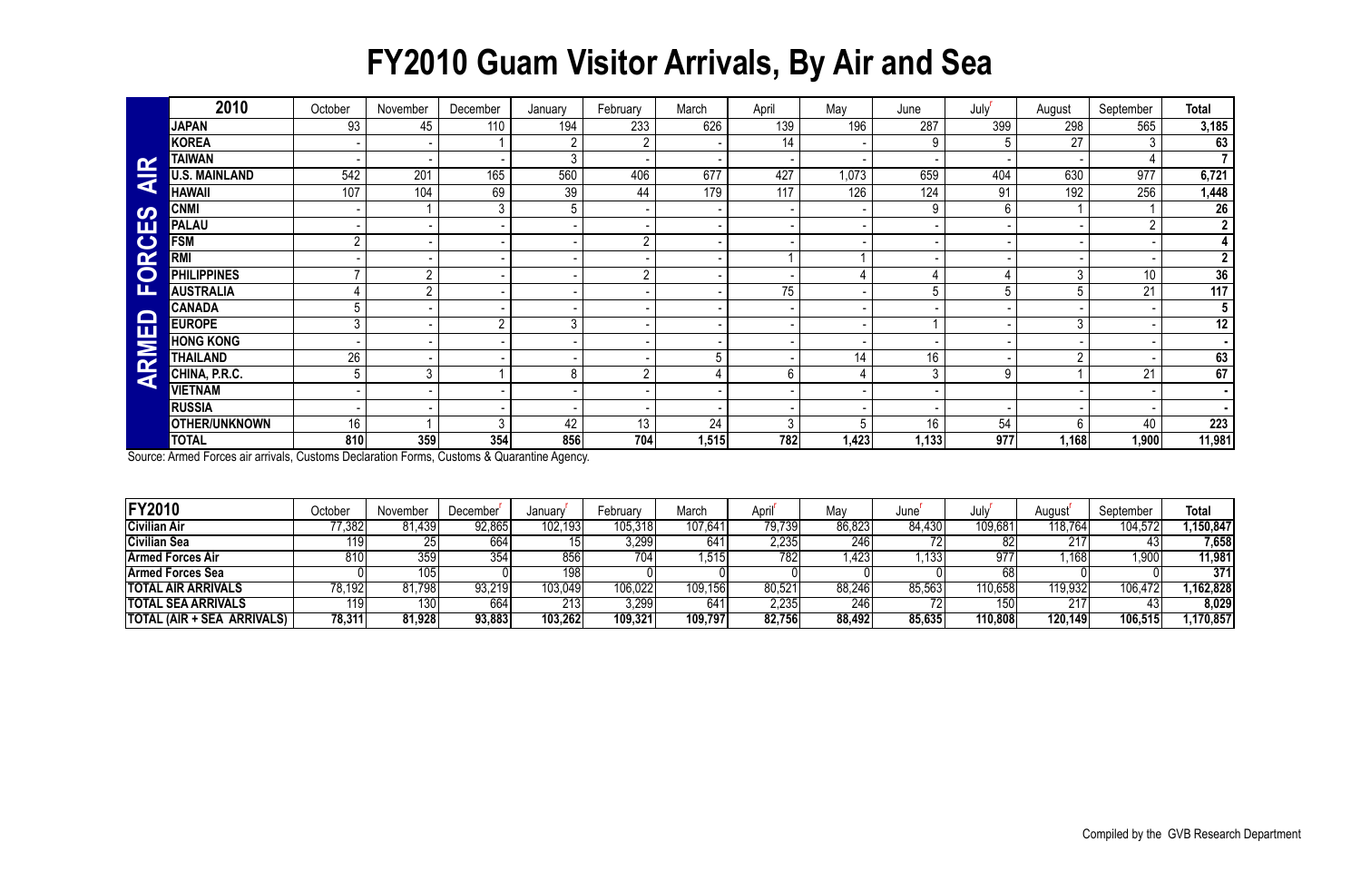# FY2010 Guam Visitor Arrivals, By Air and Sea

| | 2010 | October | November | December | January | February | March | April | May | June | July[r] | August | September | Total |
|---|---|---|---|---|---|---|---|---|---|---|---|---|---|---|
| ARMED FORCES AIR | JAPAN | 93 | 45 | 110 | 194 | 233 | 626 | 139 | 196 | 287 | 399 | 298 | 565 | 3,185 |
| | KOREA | - | - | 1 | 2 | 2 | - | 14 | - | 9 | 5 | 27 | 3 | 63 |
| | TAIWAN | - | - | - | 3 | - | - | - | - | - | - | - | 4 | 7 |
| | U.S. MAINLAND | 542 | 201 | 165 | 560 | 406 | 677 | 427 | 1,073 | 659 | 404 | 630 | 977 | 6,721 |
| | HAWAII | 107 | 104 | 69 | 39 | 44 | 179 | 117 | 126 | 124 | 91 | 192 | 256 | 1,448 |
| | CNMI | - | 1 | 3 | 5 | - | - | - | - | 9 | 6 | 1 | 1 | 26 |
| | PALAU | - | - | - | - | - | - | - | - | - | - | - | 2 | 2 |
| | FSM | 2 | - | - | - | 2 | - | - | - | - | - | - | - | 4 |
| | RMI | - | - | - | - | - | - | 1 | 1 | - | - | - | - | 2 |
| | PHILIPPINES | 7 | 2 | - | - | 2 | - | - | 4 | 4 | 4 | 3 | 10 | 36 |
| | AUSTRALIA | 4 | 2 | - | - | - | - | 75 | - | 5 | 5 | 5 | 21 | 117 |
| | CANADA | 5 | - | - | - | - | - | - | - | - | - | - | - | 5 |
| | EUROPE | 3 | - | 2 | 3 | - | - | - | - | 1 | - | 3 | - | 12 |
| | HONG KONG | - | - | - | - | - | - | - | - | - | - | - | - | - |
| | THAILAND | 26 | - | - | - | - | 5 | - | 14 | 16 | - | 2 | - | 63 |
| | CHINA, P.R.C. | 5 | 3 | 1 | 8 | 2 | 4 | 6 | 4 | 3 | 9 | 1 | 21 | 67 |
| | VIETNAM | - | - | - | - | - | - | - | - | - | | - | - | - |
| | RUSSIA | - | - | - | - | - | - | - | - | - | - | - | - | - |
| | OTHER/UNKNOWN | 16 | 1 | 3 | 42 | 13 | 24 | 3 | 5 | 16 | 54 | 6 | 40 | 223 |
| | TOTAL | 810 | 359 | 354 | 856 | 704 | 1,515 | 782 | 1,423 | 1,133 | 977 | 1,168 | 1,900 | 11,981 |

Source: Armed Forces air arrivals, Customs Declaration Forms, Customs & Quarantine Agency.

| FY2010 | October | November | December[r] | January[r] | February | March | April[r] | May | June[r] | July[r] | August[r] | September | Total |
|---|---|---|---|---|---|---|---|---|---|---|---|---|---|
| Civilian Air | 77,382 | 81,439 | 92,865 | 102,193 | 105,318 | 107,641 | 79,739 | 86,823 | 84,430 | 109,681 | 118,764 | 104,572 | 1,150,847 |
| Civilian Sea | 119 | 25 | 664 | 15 | 3,299 | 641 | 2,235 | 246 | 72 | 82 | 217 | 43 | 7,658 |
| Armed Forces Air | 810 | 359 | 354 | 856 | 704 | 1,515 | 782 | 1,423 | 1,133 | 977 | 1,168 | 1,900 | 11,981 |
| Armed Forces Sea | 0 | 105 | 0 | 198 | 0 | 0 | 0 | 0 | 0 | 68 | 0 | 0 | 371 |
| TOTAL AIR ARRIVALS | 78,192 | 81,798 | 93,219 | 103,049 | 106,022 | 109,156 | 80,521 | 88,246 | 85,563 | 110,658 | 119,932 | 106,472 | 1,162,828 |
| TOTAL SEA ARRIVALS | 119 | 130 | 664 | 213 | 3,299 | 641 | 2,235 | 246 | 72 | 150 | 217 | 43 | 8,029 |
| TOTAL (AIR + SEA ARRIVALS) | 78,311 | 81,928 | 93,883 | 103,262 | 109,321 | 109,797 | 82,756 | 88,492 | 85,635 | 110,808 | 120,149 | 106,515 | 1,170,857 |

Compiled by the GVB Research Department